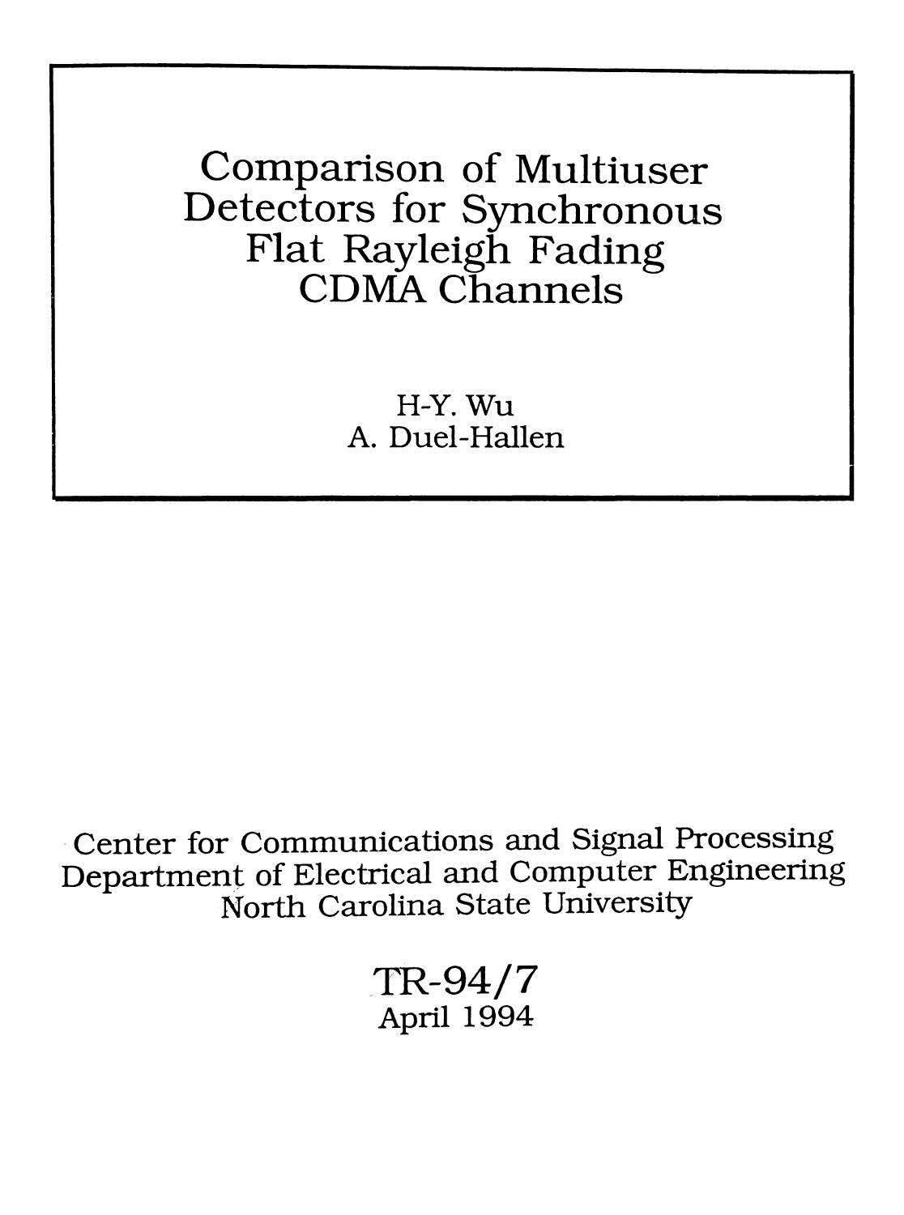# Comparison of Multiuser Detectors for Synchronous Flat Rayleigh Fading CDMA Channels

H-Y. Wu
A. Duel-Hallen

Center for Communications and Signal Processing
Department of Electrical and Computer Engineering
North Carolina State University

TR-94/7
April 1994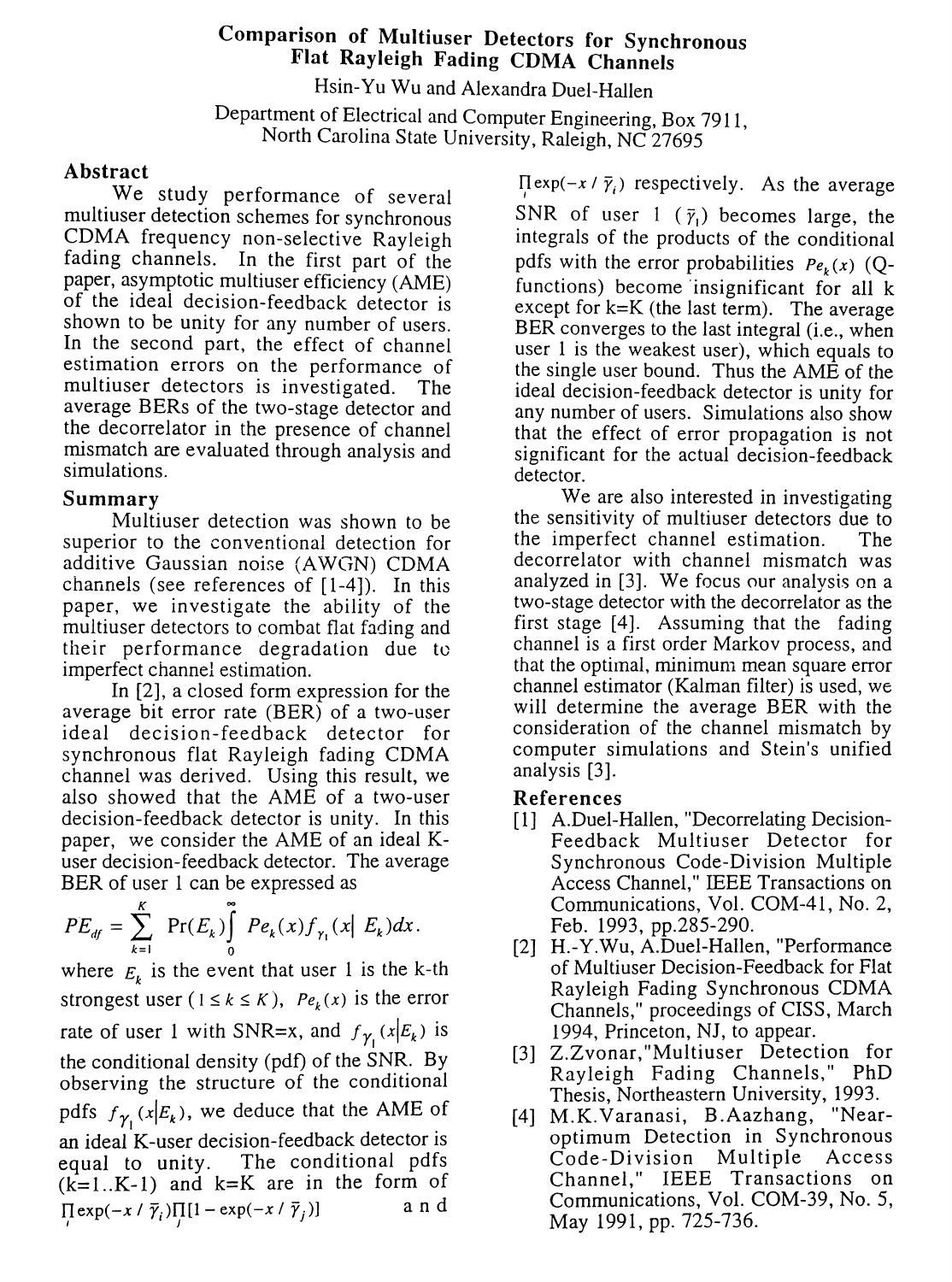# Comparison of Multiuser Detectors for Synchronous Flat Rayleigh Fading CDMA Channels

Hsin-Yu Wu and Alexandra Duel-Hallen

Department of Electrical and Computer Engineering, Box 7911, North Carolina State University, Raleigh, NC 27695

## Abstract

We study performance of several multiuser detection schemes for synchronous CDMA frequency non-selective Rayleigh fading channels. In the first part of the paper, asymptotic multiuser efficiency (AME) of the ideal decision-feedback detector is shown to be unity for any number of users. In the second part, the effect of channel estimation errors on the performance of multiuser detectors is investigated. The average BERs of the two-stage detector and the decorrelator in the presence of channel mismatch are evaluated through analysis and simulations.

## Summary

Multiuser detection was shown to be superior to the conventional detection for additive Gaussian noise (AWGN) CDMA channels (see references of [1-4]). In this paper, we investigate the ability of the multiuser detectors to combat flat fading and their performance degradation due to imperfect channel estimation.

In [2], a closed form expression for the average bit error rate (BER) of a two-user ideal decision-feedback detector for synchronous flat Rayleigh fading CDMA channel was derived. Using this result, we also showed that the AME of a two-user decision-feedback detector is unity. In this paper, we consider the AME of an ideal K-user decision-feedback detector. The average BER of user 1 can be expressed as

$$PE_{df} = \sum_{k=1}^{K} \Pr(E_k) \int_0^{\infty} Pe_k(x) f_{\gamma_1}(x | E_k) dx.$$

where $E_k$ is the event that user 1 is the k-th strongest user ($1 \le k \le K$), $Pe_k(x)$ is the error rate of user 1 with SNR=x, and $f_{\gamma_1}(x|E_k)$ is the conditional density (pdf) of the SNR. By observing the structure of the conditional pdfs $f_{\gamma_1}(x|E_k)$, we deduce that the AME of an ideal K-user decision-feedback detector is equal to unity. The conditional pdfs (k=1..K-1) and k=K are in the form of $\prod_i \exp(-x / \bar{\gamma}_i) \prod_j [1 - \exp(-x / \bar{\gamma}_j)]$ and $\prod_i \exp(-x / \bar{\gamma}_i)$ respectively. As the average SNR of user 1 ($\bar{\gamma}_1$) becomes large, the integrals of the products of the conditional pdfs with the error probabilities $Pe_k(x)$ (Q-functions) become insignificant for all k except for k=K (the last term). The average BER converges to the last integral (i.e., when user 1 is the weakest user), which equals to the single user bound. Thus the AME of the ideal decision-feedback detector is unity for any number of users. Simulations also show that the effect of error propagation is not significant for the actual decision-feedback detector.

We are also interested in investigating the sensitivity of multiuser detectors due to the imperfect channel estimation. The decorrelator with channel mismatch was analyzed in [3]. We focus our analysis on a two-stage detector with the decorrelator as the first stage [4]. Assuming that the fading channel is a first order Markov process, and that the optimal, minimum mean square error channel estimator (Kalman filter) is used, we will determine the average BER with the consideration of the channel mismatch by computer simulations and Stein's unified analysis [3].

## References

[1] A.Duel-Hallen, "Decorrelating Decision-Feedback Multiuser Detector for Synchronous Code-Division Multiple Access Channel," IEEE Transactions on Communications, Vol. COM-41, No. 2, Feb. 1993, pp.285-290.

[2] H.-Y.Wu, A.Duel-Hallen, "Performance of Multiuser Decision-Feedback for Flat Rayleigh Fading Synchronous CDMA Channels," proceedings of CISS, March 1994, Princeton, NJ, to appear.

[3] Z.Zvonar,"Multiuser Detection for Rayleigh Fading Channels," PhD Thesis, Northeastern University, 1993.

[4] M.K.Varanasi, B.Aazhang, "Near-optimum Detection in Synchronous Code-Division Multiple Access Channel," IEEE Transactions on Communications, Vol. COM-39, No. 5, May 1991, pp. 725-736.